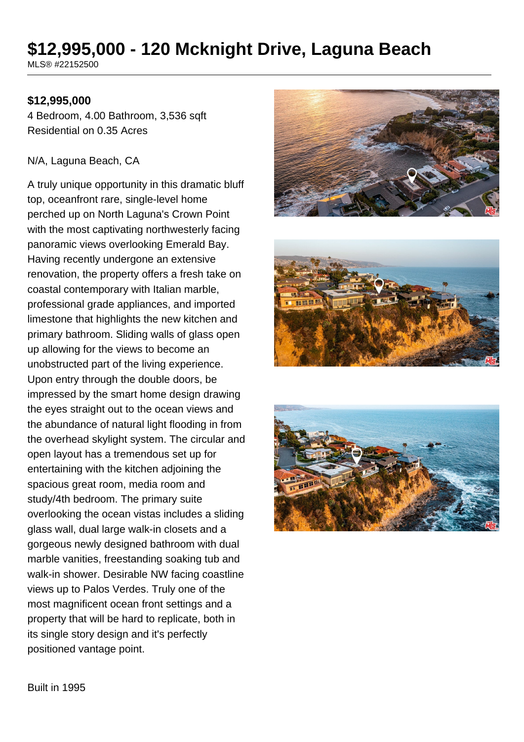# $12,995,000 - 120 Mcknight Drive, Laguna Beach

MLS® #22152500

**$12,995,000**

4 Bedroom, 4.00 Bathroom, 3,536 sqft
Residential on 0.35 Acres

N/A, Laguna Beach, CA

A truly unique opportunity in this dramatic bluff top, oceanfront rare, single-level home perched up on North Laguna's Crown Point with the most captivating northwesterly facing panoramic views overlooking Emerald Bay. Having recently undergone an extensive renovation, the property offers a fresh take on coastal contemporary with Italian marble, professional grade appliances, and imported limestone that highlights the new kitchen and primary bathroom. Sliding walls of glass open up allowing for the views to become an unobstructed part of the living experience. Upon entry through the double doors, be impressed by the smart home design drawing the eyes straight out to the ocean views and the abundance of natural light flooding in from the overhead skylight system. The circular and open layout has a tremendous set up for entertaining with the kitchen adjoining the spacious great room, media room and study/4th bedroom. The primary suite overlooking the ocean vistas includes a sliding glass wall, dual large walk-in closets and a gorgeous newly designed bathroom with dual marble vanities, freestanding soaking tub and walk-in shower. Desirable NW facing coastline views up to Palos Verdes. Truly one of the most magnificent ocean front settings and a property that will be hard to replicate, both in its single story design and it's perfectly positioned vantage point.

Built in 1995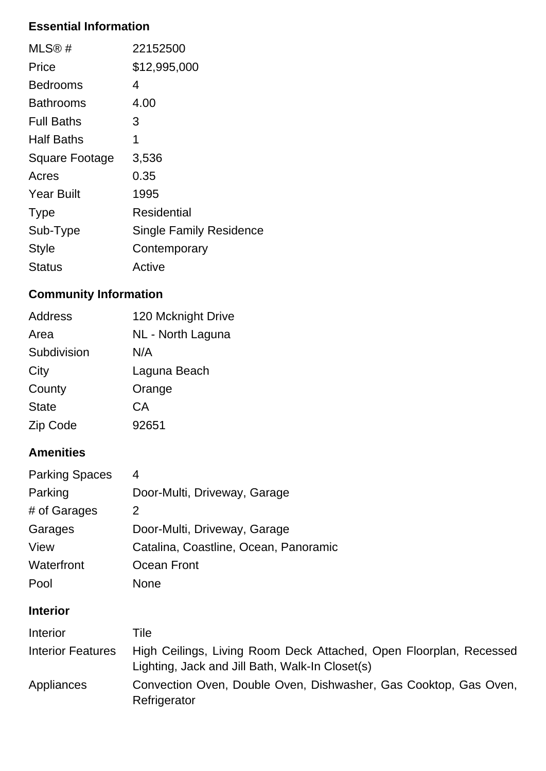### Essential Information

| | |
|---|---|
| MLS® # | 22152500 |
| Price | $12,995,000 |
| Bedrooms | 4 |
| Bathrooms | 4.00 |
| Full Baths | 3 |
| Half Baths | 1 |
| Square Footage | 3,536 |
| Acres | 0.35 |
| Year Built | 1995 |
| Type | Residential |
| Sub-Type | Single Family Residence |
| Style | Contemporary |
| Status | Active |

### Community Information

| | |
|---|---|
| Address | 120 Mcknight Drive |
| Area | NL - North Laguna |
| Subdivision | N/A |
| City | Laguna Beach |
| County | Orange |
| State | CA |
| Zip Code | 92651 |

### Amenities

| | |
|---|---|
| Parking Spaces | 4 |
| Parking | Door-Multi, Driveway, Garage |
| # of Garages | 2 |
| Garages | Door-Multi, Driveway, Garage |
| View | Catalina, Coastline, Ocean, Panoramic |
| Waterfront | Ocean Front |
| Pool | None |

### Interior

| | |
|---|---|
| Interior | Tile |
| Interior Features | High Ceilings, Living Room Deck Attached, Open Floorplan, Recessed Lighting, Jack and Jill Bath, Walk-In Closet(s) |
| Appliances | Convection Oven, Double Oven, Dishwasher, Gas Cooktop, Gas Oven, Refrigerator |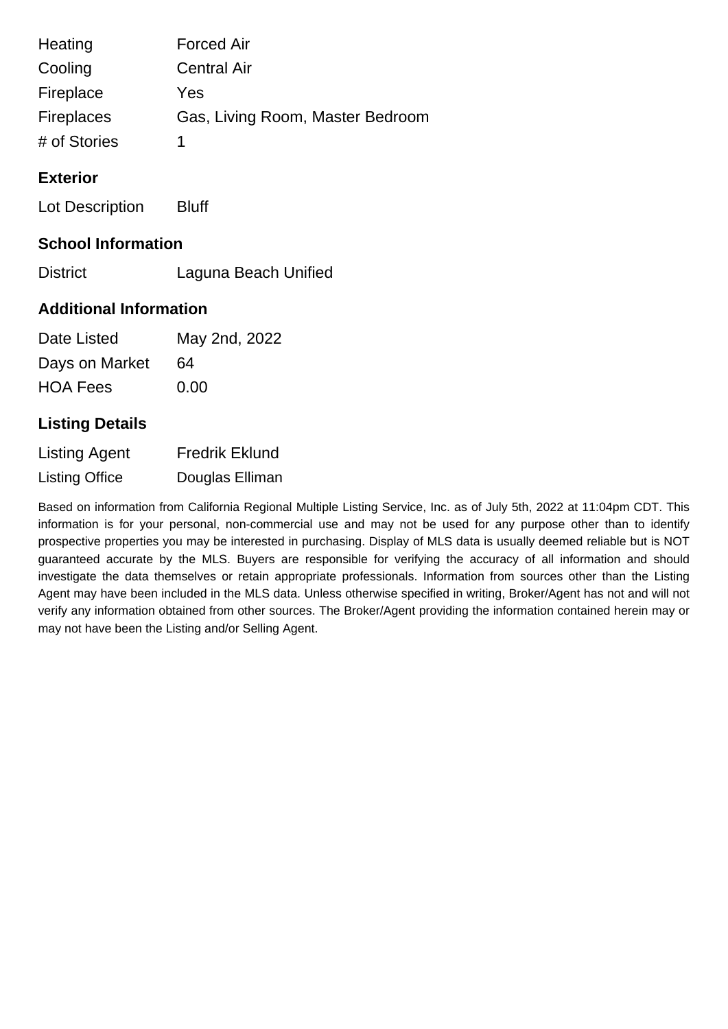| | |
|---|---|
| Heating | Forced Air |
| Cooling | Central Air |
| Fireplace | Yes |
| Fireplaces | Gas, Living Room, Master Bedroom |
| # of Stories | 1 |

### Exterior

| | |
|---|---|
| Lot Description | Bluff |

### School Information

| | |
|---|---|
| District | Laguna Beach Unified |

### Additional Information

| | |
|---|---|
| Date Listed | May 2nd, 2022 |
| Days on Market | 64 |
| HOA Fees | 0.00 |

### Listing Details

| | |
|---|---|
| Listing Agent | Fredrik Eklund |
| Listing Office | Douglas Elliman |

Based on information from California Regional Multiple Listing Service, Inc. as of July 5th, 2022 at 11:04pm CDT. This information is for your personal, non-commercial use and may not be used for any purpose other than to identify prospective properties you may be interested in purchasing. Display of MLS data is usually deemed reliable but is NOT guaranteed accurate by the MLS. Buyers are responsible for verifying the accuracy of all information and should investigate the data themselves or retain appropriate professionals. Information from sources other than the Listing Agent may have been included in the MLS data. Unless otherwise specified in writing, Broker/Agent has not and will not verify any information obtained from other sources. The Broker/Agent providing the information contained herein may or may not have been the Listing and/or Selling Agent.